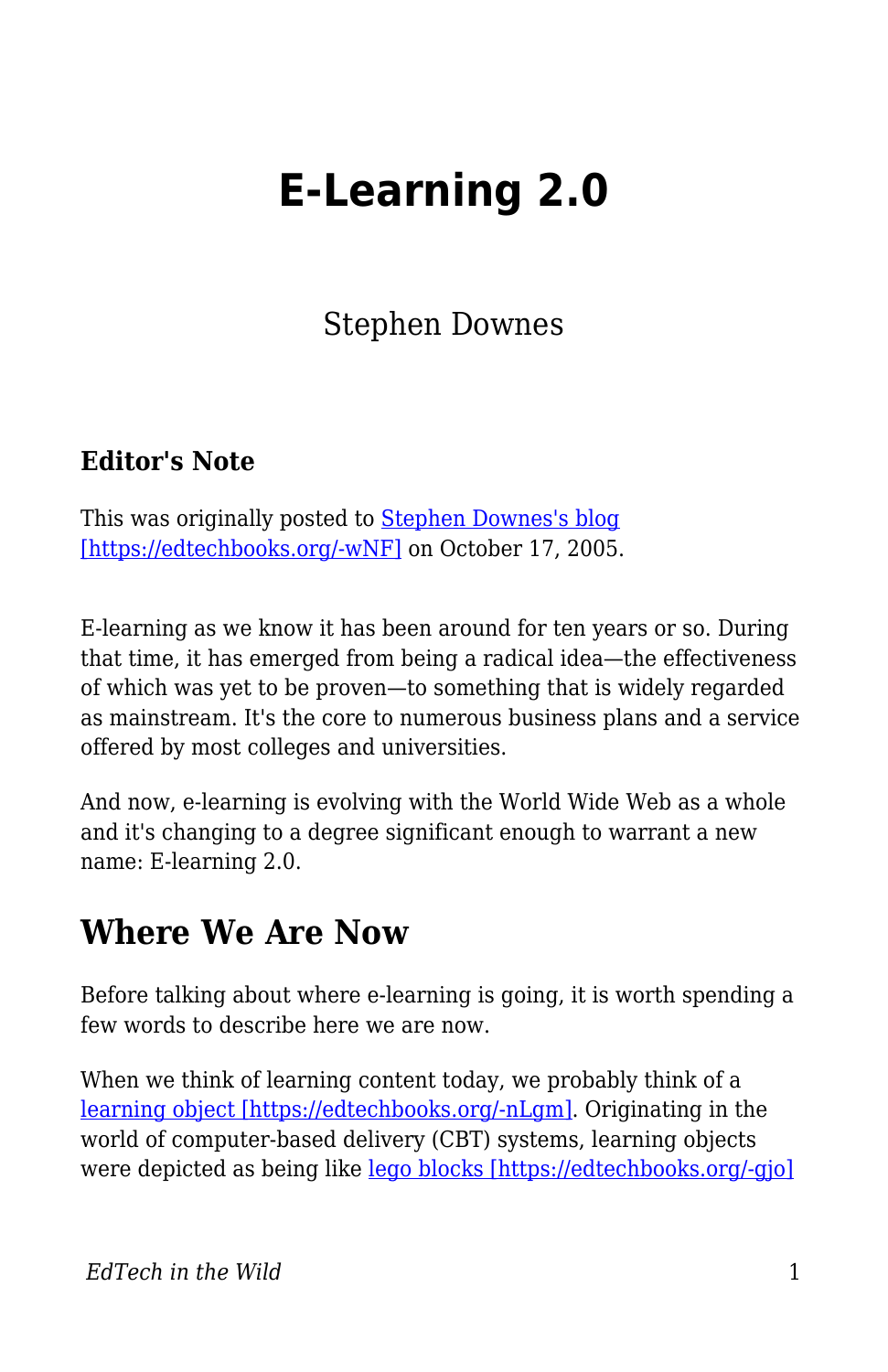# E-Learning 2.0

Stephen Downes

### Editor's Note

This was originally posted to [Stephen Downes's blog [https://edtechbooks.org/-wNF]](https://edtechbooks.org/-wNF) on October 17, 2005.

E-learning as we know it has been around for ten years or so. During that time, it has emerged from being a radical idea—the effectiveness of which was yet to be proven—to something that is widely regarded as mainstream. It's the core to numerous business plans and a service offered by most colleges and universities.

And now, e-learning is evolving with the World Wide Web as a whole and it's changing to a degree significant enough to warrant a new name: E-learning 2.0.

## Where We Are Now

Before talking about where e-learning is going, it is worth spending a few words to describe here we are now.

When we think of learning content today, we probably think of a [learning object [https://edtechbooks.org/-nLgm]](https://edtechbooks.org/-nLgm). Originating in the world of computer-based delivery (CBT) systems, learning objects were depicted as being like [lego blocks [https://edtechbooks.org/-gjo]](https://edtechbooks.org/-gjo)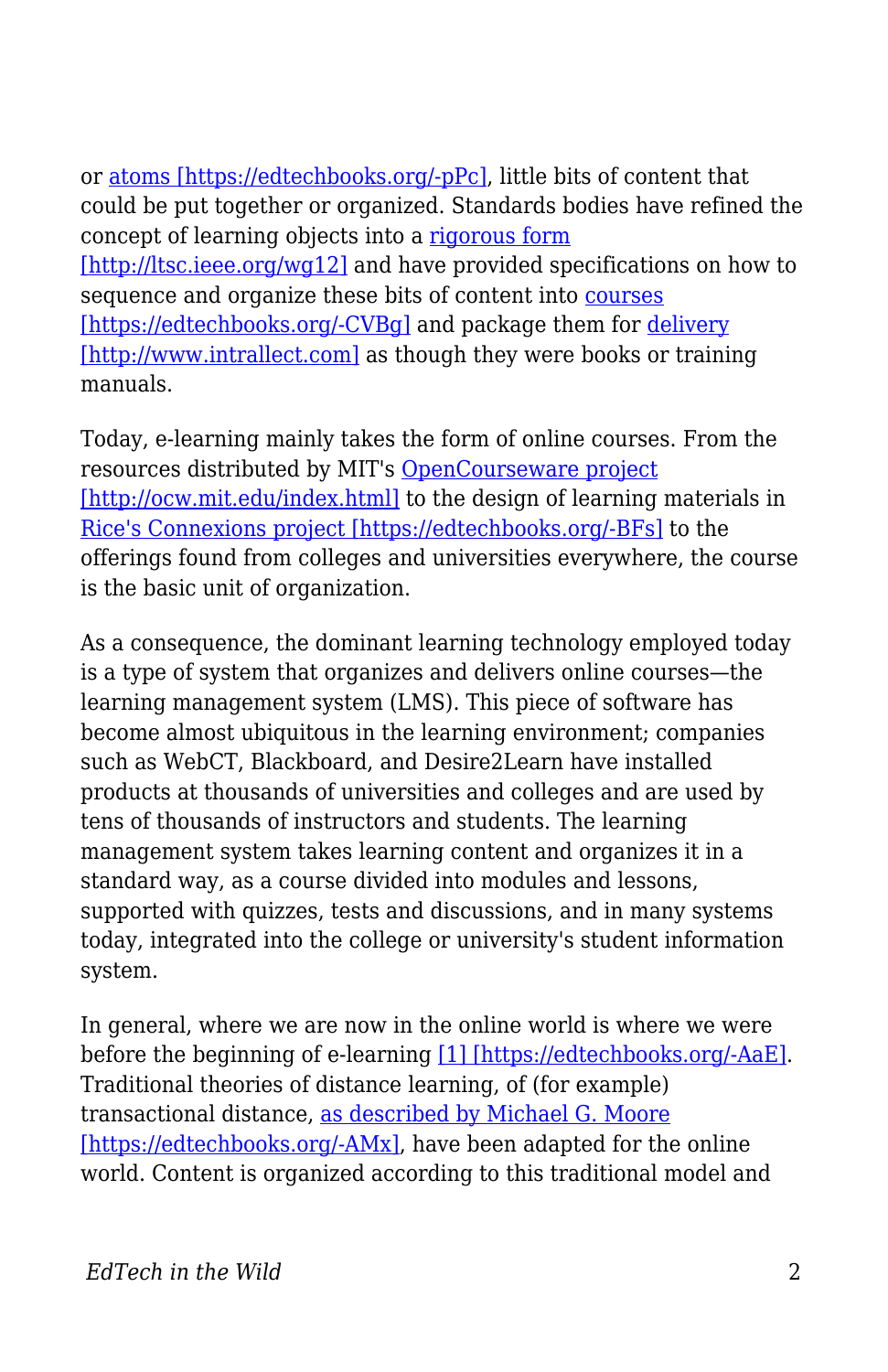or atoms [https://edtechbooks.org/-pPc], little bits of content that could be put together or organized. Standards bodies have refined the concept of learning objects into a rigorous form [http://ltsc.ieee.org/wg12] and have provided specifications on how to sequence and organize these bits of content into courses [https://edtechbooks.org/-CVBg] and package them for delivery [http://www.intrallect.com] as though they were books or training manuals.

Today, e-learning mainly takes the form of online courses. From the resources distributed by MIT's OpenCourseware project [http://ocw.mit.edu/index.html] to the design of learning materials in Rice's Connexions project [https://edtechbooks.org/-BFs] to the offerings found from colleges and universities everywhere, the course is the basic unit of organization.

As a consequence, the dominant learning technology employed today is a type of system that organizes and delivers online courses—the learning management system (LMS). This piece of software has become almost ubiquitous in the learning environment; companies such as WebCT, Blackboard, and Desire2Learn have installed products at thousands of universities and colleges and are used by tens of thousands of instructors and students. The learning management system takes learning content and organizes it in a standard way, as a course divided into modules and lessons, supported with quizzes, tests and discussions, and in many systems today, integrated into the college or university's student information system.

In general, where we are now in the online world is where we were before the beginning of e-learning [1] [https://edtechbooks.org/-AaE]. Traditional theories of distance learning, of (for example) transactional distance, as described by Michael G. Moore [https://edtechbooks.org/-AMx], have been adapted for the online world. Content is organized according to this traditional model and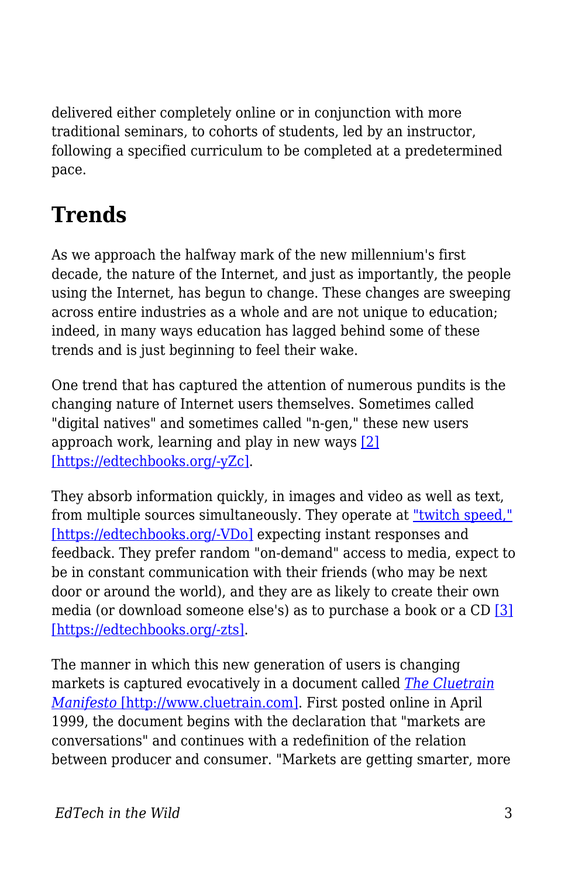delivered either completely online or in conjunction with more traditional seminars, to cohorts of students, led by an instructor, following a specified curriculum to be completed at a predetermined pace.

## Trends

As we approach the halfway mark of the new millennium's first decade, the nature of the Internet, and just as importantly, the people using the Internet, has begun to change. These changes are sweeping across entire industries as a whole and are not unique to education; indeed, in many ways education has lagged behind some of these trends and is just beginning to feel their wake.

One trend that has captured the attention of numerous pundits is the changing nature of Internet users themselves. Sometimes called "digital natives" and sometimes called "n-gen," these new users approach work, learning and play in new ways [2] [https://edtechbooks.org/-yZc].

They absorb information quickly, in images and video as well as text, from multiple sources simultaneously. They operate at "twitch speed," [https://edtechbooks.org/-VDo] expecting instant responses and feedback. They prefer random "on-demand" access to media, expect to be in constant communication with their friends (who may be next door or around the world), and they are as likely to create their own media (or download someone else's) as to purchase a book or a CD [3] [https://edtechbooks.org/-zts].

The manner in which this new generation of users is changing markets is captured evocatively in a document called *The Cluetrain Manifesto* [http://www.cluetrain.com]. First posted online in April 1999, the document begins with the declaration that "markets are conversations" and continues with a redefinition of the relation between producer and consumer. "Markets are getting smarter, more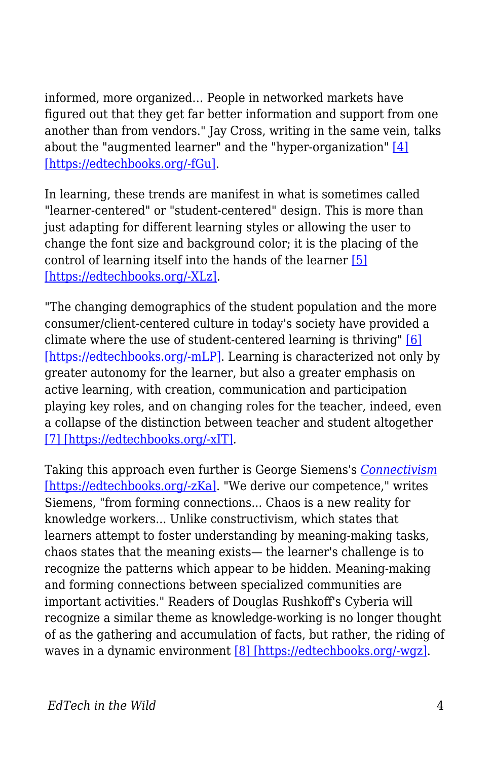informed, more organized... People in networked markets have figured out that they get far better information and support from one another than from vendors." Jay Cross, writing in the same vein, talks about the "augmented learner" and the "hyper-organization" [4] [https://edtechbooks.org/-fGu].

In learning, these trends are manifest in what is sometimes called "learner-centered" or "student-centered" design. This is more than just adapting for different learning styles or allowing the user to change the font size and background color; it is the placing of the control of learning itself into the hands of the learner [5] [https://edtechbooks.org/-XLz].

"The changing demographics of the student population and the more consumer/client-centered culture in today's society have provided a climate where the use of student-centered learning is thriving" [6] [https://edtechbooks.org/-mLP]. Learning is characterized not only by greater autonomy for the learner, but also a greater emphasis on active learning, with creation, communication and participation playing key roles, and on changing roles for the teacher, indeed, even a collapse of the distinction between teacher and student altogether [7] [https://edtechbooks.org/-xIT].

Taking this approach even further is George Siemens's *Connectivism* [https://edtechbooks.org/-zKa]. "We derive our competence," writes Siemens, "from forming connections... Chaos is a new reality for knowledge workers... Unlike constructivism, which states that learners attempt to foster understanding by meaning-making tasks, chaos states that the meaning exists— the learner's challenge is to recognize the patterns which appear to be hidden. Meaning-making and forming connections between specialized communities are important activities." Readers of Douglas Rushkoff's Cyberia will recognize a similar theme as knowledge-working is no longer thought of as the gathering and accumulation of facts, but rather, the riding of waves in a dynamic environment [8] [https://edtechbooks.org/-wgz].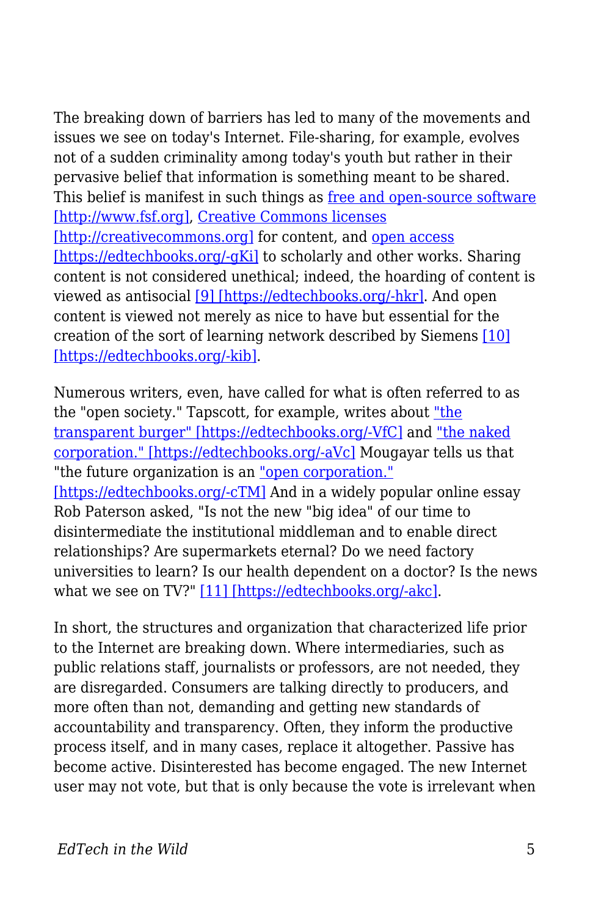The breaking down of barriers has led to many of the movements and issues we see on today's Internet. File-sharing, for example, evolves not of a sudden criminality among today's youth but rather in their pervasive belief that information is something meant to be shared. This belief is manifest in such things as free and open-source software [http://www.fsf.org], Creative Commons licenses [http://creativecommons.org] for content, and open access [https://edtechbooks.org/-gKi] to scholarly and other works. Sharing content is not considered unethical; indeed, the hoarding of content is viewed as antisocial [9] [https://edtechbooks.org/-hkr]. And open content is viewed not merely as nice to have but essential for the creation of the sort of learning network described by Siemens [10] [https://edtechbooks.org/-kib].

Numerous writers, even, have called for what is often referred to as the "open society." Tapscott, for example, writes about "the transparent burger" [https://edtechbooks.org/-VfC] and "the naked corporation." [https://edtechbooks.org/-aVc] Mougayar tells us that "the future organization is an "open corporation." [https://edtechbooks.org/-cTM] And in a widely popular online essay Rob Paterson asked, "Is not the new "big idea" of our time to disintermediate the institutional middleman and to enable direct relationships? Are supermarkets eternal? Do we need factory universities to learn? Is our health dependent on a doctor? Is the news what we see on TV?" [11] [https://edtechbooks.org/-akc].

In short, the structures and organization that characterized life prior to the Internet are breaking down. Where intermediaries, such as public relations staff, journalists or professors, are not needed, they are disregarded. Consumers are talking directly to producers, and more often than not, demanding and getting new standards of accountability and transparency. Often, they inform the productive process itself, and in many cases, replace it altogether. Passive has become active. Disinterested has become engaged. The new Internet user may not vote, but that is only because the vote is irrelevant when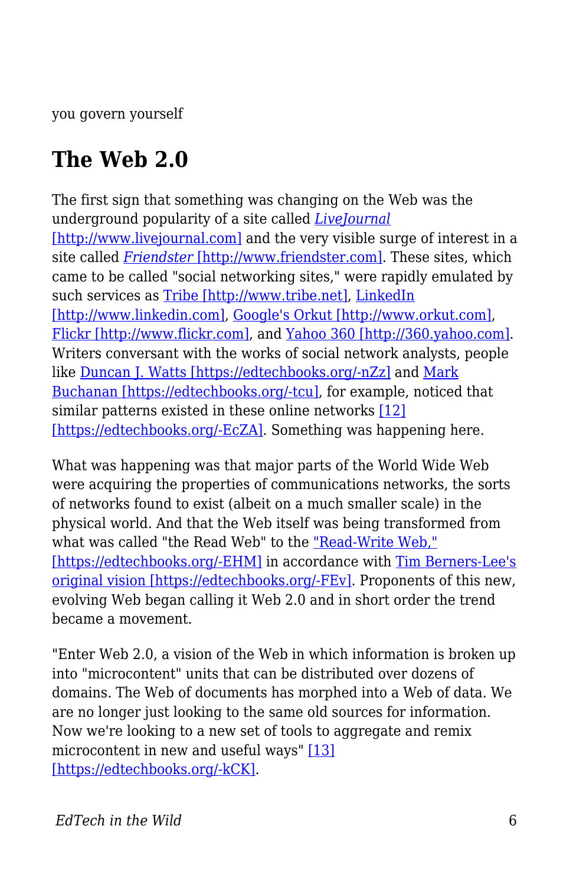you govern yourself

## The Web 2.0

The first sign that something was changing on the Web was the underground popularity of a site called *LiveJournal* [http://www.livejournal.com] and the very visible surge of interest in a site called *Friendster* [http://www.friendster.com]. These sites, which came to be called "social networking sites," were rapidly emulated by such services as Tribe [http://www.tribe.net], LinkedIn [http://www.linkedin.com], Google's Orkut [http://www.orkut.com], Flickr [http://www.flickr.com], and Yahoo 360 [http://360.yahoo.com]. Writers conversant with the works of social network analysts, people like Duncan J. Watts [https://edtechbooks.org/-nZz] and Mark Buchanan [https://edtechbooks.org/-tcu], for example, noticed that similar patterns existed in these online networks [12] [https://edtechbooks.org/-EcZA]. Something was happening here.

What was happening was that major parts of the World Wide Web were acquiring the properties of communications networks, the sorts of networks found to exist (albeit on a much smaller scale) in the physical world. And that the Web itself was being transformed from what was called "the Read Web" to the "Read-Write Web," [https://edtechbooks.org/-EHM] in accordance with Tim Berners-Lee's original vision [https://edtechbooks.org/-FEv]. Proponents of this new, evolving Web began calling it Web 2.0 and in short order the trend became a movement.

"Enter Web 2.0, a vision of the Web in which information is broken up into "microcontent" units that can be distributed over dozens of domains. The Web of documents has morphed into a Web of data. We are no longer just looking to the same old sources for information. Now we're looking to a new set of tools to aggregate and remix microcontent in new and useful ways" [13] [https://edtechbooks.org/-kCK].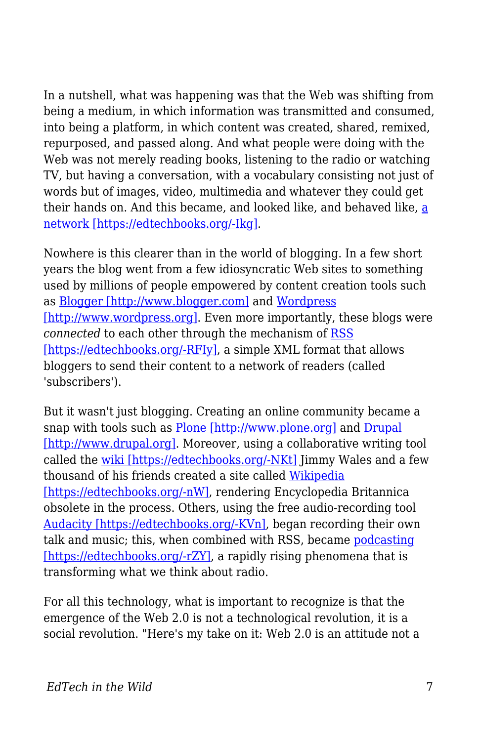In a nutshell, what was happening was that the Web was shifting from being a medium, in which information was transmitted and consumed, into being a platform, in which content was created, shared, remixed, repurposed, and passed along. And what people were doing with the Web was not merely reading books, listening to the radio or watching TV, but having a conversation, with a vocabulary consisting not just of words but of images, video, multimedia and whatever they could get their hands on. And this became, and looked like, and behaved like, [a network [https://edtechbooks.org/-Ikg]](https://edtechbooks.org/-Ikg).

Nowhere is this clearer than in the world of blogging. In a few short years the blog went from a few idiosyncratic Web sites to something used by millions of people empowered by content creation tools such as [Blogger [http://www.blogger.com]](http://www.blogger.com) and [Wordpress [http://www.wordpress.org]](http://www.wordpress.org). Even more importantly, these blogs were *connected* to each other through the mechanism of [RSS [https://edtechbooks.org/-RFIy]](https://edtechbooks.org/-RFIy), a simple XML format that allows bloggers to send their content to a network of readers (called 'subscribers').

But it wasn't just blogging. Creating an online community became a snap with tools such as [Plone [http://www.plone.org]](http://www.plone.org) and [Drupal [http://www.drupal.org]](http://www.drupal.org). Moreover, using a collaborative writing tool called the [wiki [https://edtechbooks.org/-NKt]](https://edtechbooks.org/-NKt) Jimmy Wales and a few thousand of his friends created a site called [Wikipedia [https://edtechbooks.org/-nW]](https://edtechbooks.org/-nW), rendering Encyclopedia Britannica obsolete in the process. Others, using the free audio-recording tool [Audacity [https://edtechbooks.org/-KVn]](https://edtechbooks.org/-KVn), began recording their own talk and music; this, when combined with RSS, became [podcasting [https://edtechbooks.org/-rZY]](https://edtechbooks.org/-rZY), a rapidly rising phenomena that is transforming what we think about radio.

For all this technology, what is important to recognize is that the emergence of the Web 2.0 is not a technological revolution, it is a social revolution. "Here's my take on it: Web 2.0 is an attitude not a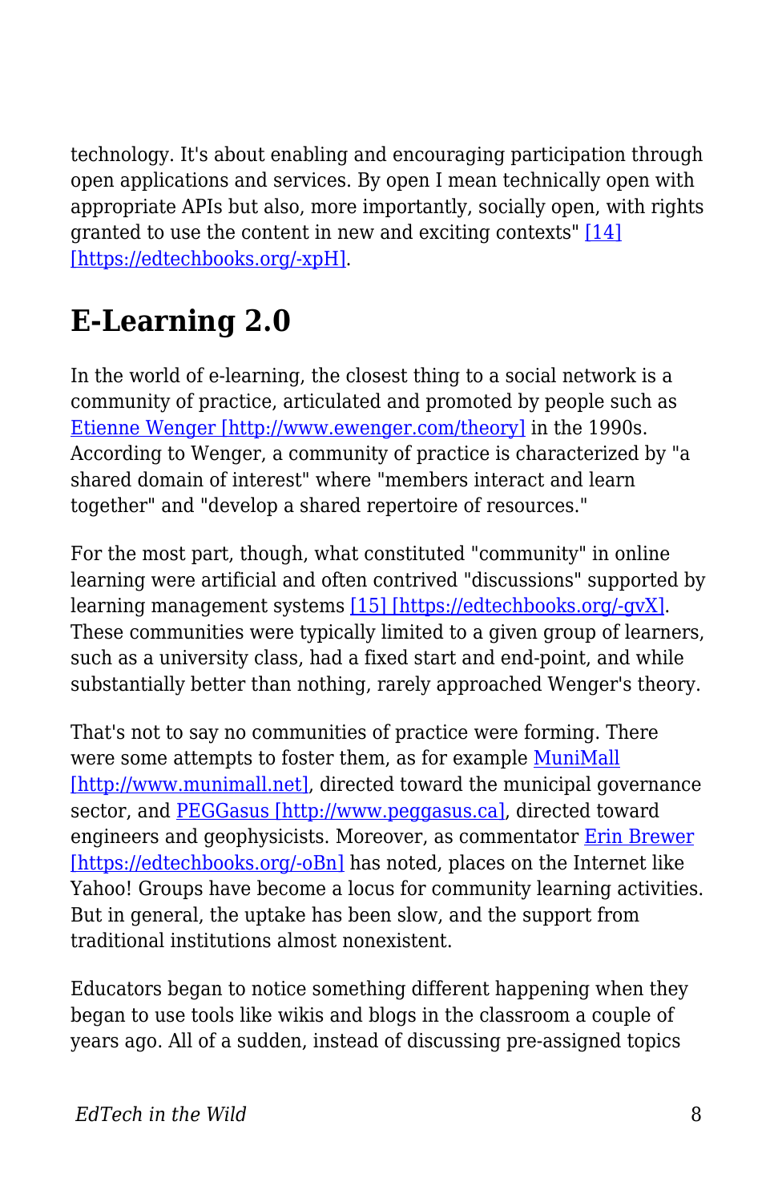technology. It's about enabling and encouraging participation through open applications and services. By open I mean technically open with appropriate APIs but also, more importantly, socially open, with rights granted to use the content in new and exciting contexts" [14] [https://edtechbooks.org/-xpH].

## E-Learning 2.0

In the world of e-learning, the closest thing to a social network is a community of practice, articulated and promoted by people such as Etienne Wenger [http://www.ewenger.com/theory] in the 1990s. According to Wenger, a community of practice is characterized by "a shared domain of interest" where "members interact and learn together" and "develop a shared repertoire of resources."

For the most part, though, what constituted "community" in online learning were artificial and often contrived "discussions" supported by learning management systems [15] [https://edtechbooks.org/-gvX]. These communities were typically limited to a given group of learners, such as a university class, had a fixed start and end-point, and while substantially better than nothing, rarely approached Wenger's theory.

That's not to say no communities of practice were forming. There were some attempts to foster them, as for example MuniMall [http://www.munimall.net], directed toward the municipal governance sector, and PEGGasus [http://www.peggasus.ca], directed toward engineers and geophysicists. Moreover, as commentator Erin Brewer [https://edtechbooks.org/-oBn] has noted, places on the Internet like Yahoo! Groups have become a locus for community learning activities. But in general, the uptake has been slow, and the support from traditional institutions almost nonexistent.

Educators began to notice something different happening when they began to use tools like wikis and blogs in the classroom a couple of years ago. All of a sudden, instead of discussing pre-assigned topics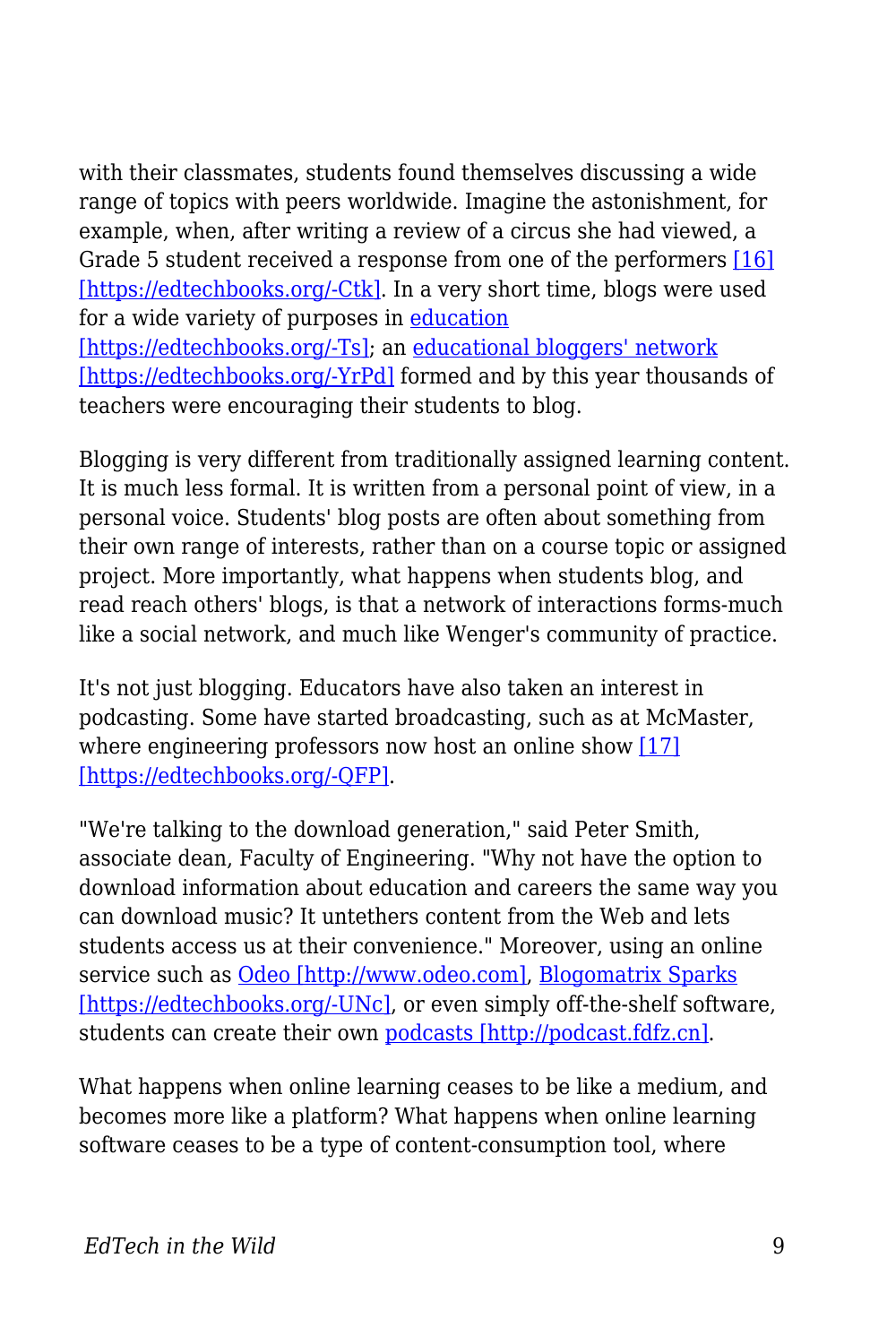with their classmates, students found themselves discussing a wide range of topics with peers worldwide. Imagine the astonishment, for example, when, after writing a review of a circus she had viewed, a Grade 5 student received a response from one of the performers [16] [https://edtechbooks.org/-Ctk]. In a very short time, blogs were used for a wide variety of purposes in education [https://edtechbooks.org/-Ts]; an educational bloggers' network [https://edtechbooks.org/-YrPd] formed and by this year thousands of teachers were encouraging their students to blog.

Blogging is very different from traditionally assigned learning content. It is much less formal. It is written from a personal point of view, in a personal voice. Students' blog posts are often about something from their own range of interests, rather than on a course topic or assigned project. More importantly, what happens when students blog, and read reach others' blogs, is that a network of interactions forms-much like a social network, and much like Wenger's community of practice.

It's not just blogging. Educators have also taken an interest in podcasting. Some have started broadcasting, such as at McMaster, where engineering professors now host an online show [17] [https://edtechbooks.org/-QFP].

"We're talking to the download generation," said Peter Smith, associate dean, Faculty of Engineering. "Why not have the option to download information about education and careers the same way you can download music? It untethers content from the Web and lets students access us at their convenience." Moreover, using an online service such as Odeo [http://www.odeo.com], Blogomatrix Sparks [https://edtechbooks.org/-UNc], or even simply off-the-shelf software, students can create their own podcasts [http://podcast.fdfz.cn].

What happens when online learning ceases to be like a medium, and becomes more like a platform? What happens when online learning software ceases to be a type of content-consumption tool, where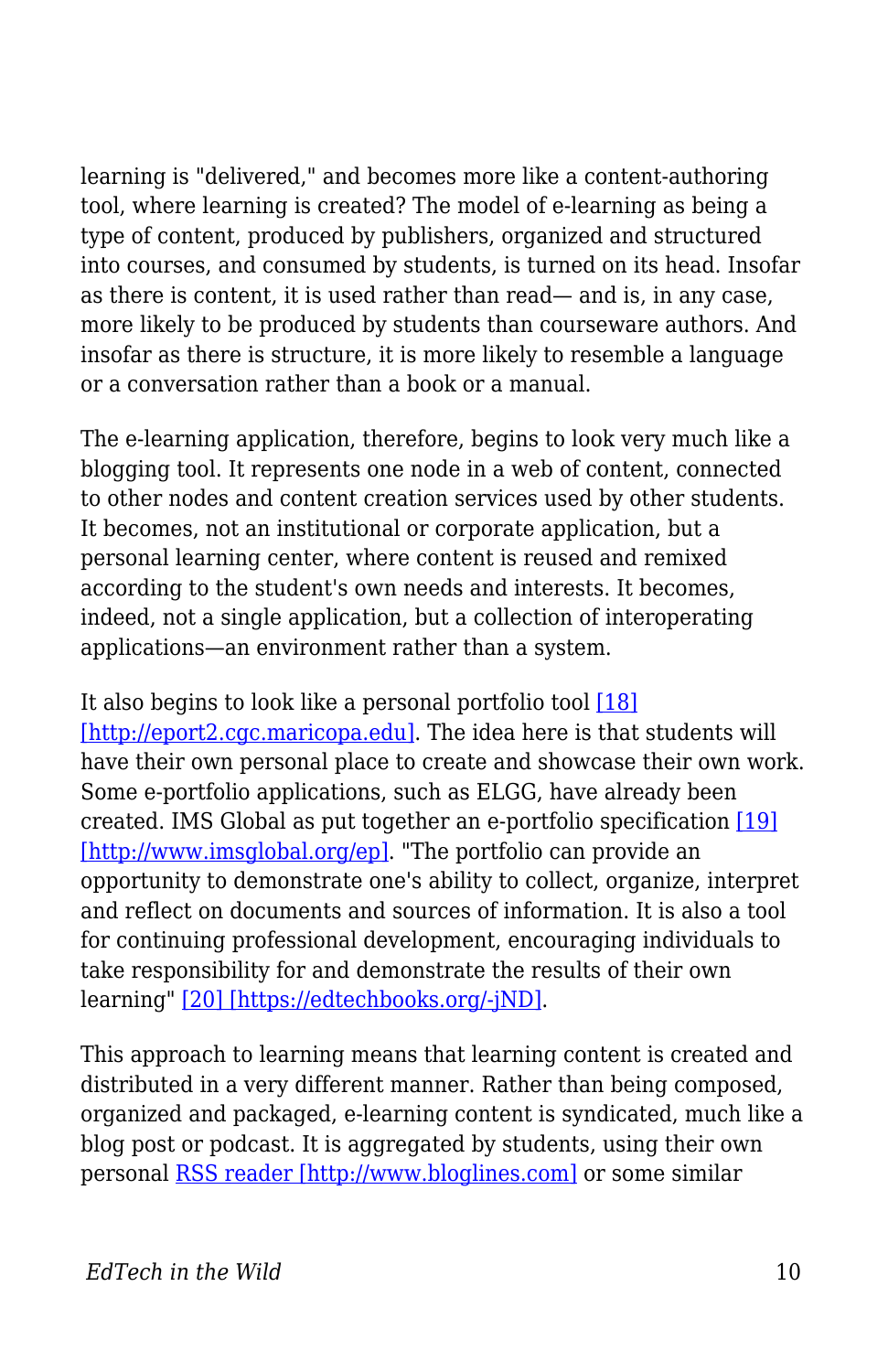learning is "delivered," and becomes more like a content-authoring tool, where learning is created? The model of e-learning as being a type of content, produced by publishers, organized and structured into courses, and consumed by students, is turned on its head. Insofar as there is content, it is used rather than read— and is, in any case, more likely to be produced by students than courseware authors. And insofar as there is structure, it is more likely to resemble a language or a conversation rather than a book or a manual.

The e-learning application, therefore, begins to look very much like a blogging tool. It represents one node in a web of content, connected to other nodes and content creation services used by other students. It becomes, not an institutional or corporate application, but a personal learning center, where content is reused and remixed according to the student's own needs and interests. It becomes, indeed, not a single application, but a collection of interoperating applications—an environment rather than a system.

It also begins to look like a personal portfolio tool [18] [http://eport2.cgc.maricopa.edu]. The idea here is that students will have their own personal place to create and showcase their own work. Some e-portfolio applications, such as ELGG, have already been created. IMS Global as put together an e-portfolio specification [19] [http://www.imsglobal.org/ep]. "The portfolio can provide an opportunity to demonstrate one's ability to collect, organize, interpret and reflect on documents and sources of information. It is also a tool for continuing professional development, encouraging individuals to take responsibility for and demonstrate the results of their own learning" [20] [https://edtechbooks.org/-jND].

This approach to learning means that learning content is created and distributed in a very different manner. Rather than being composed, organized and packaged, e-learning content is syndicated, much like a blog post or podcast. It is aggregated by students, using their own personal RSS reader [http://www.bloglines.com] or some similar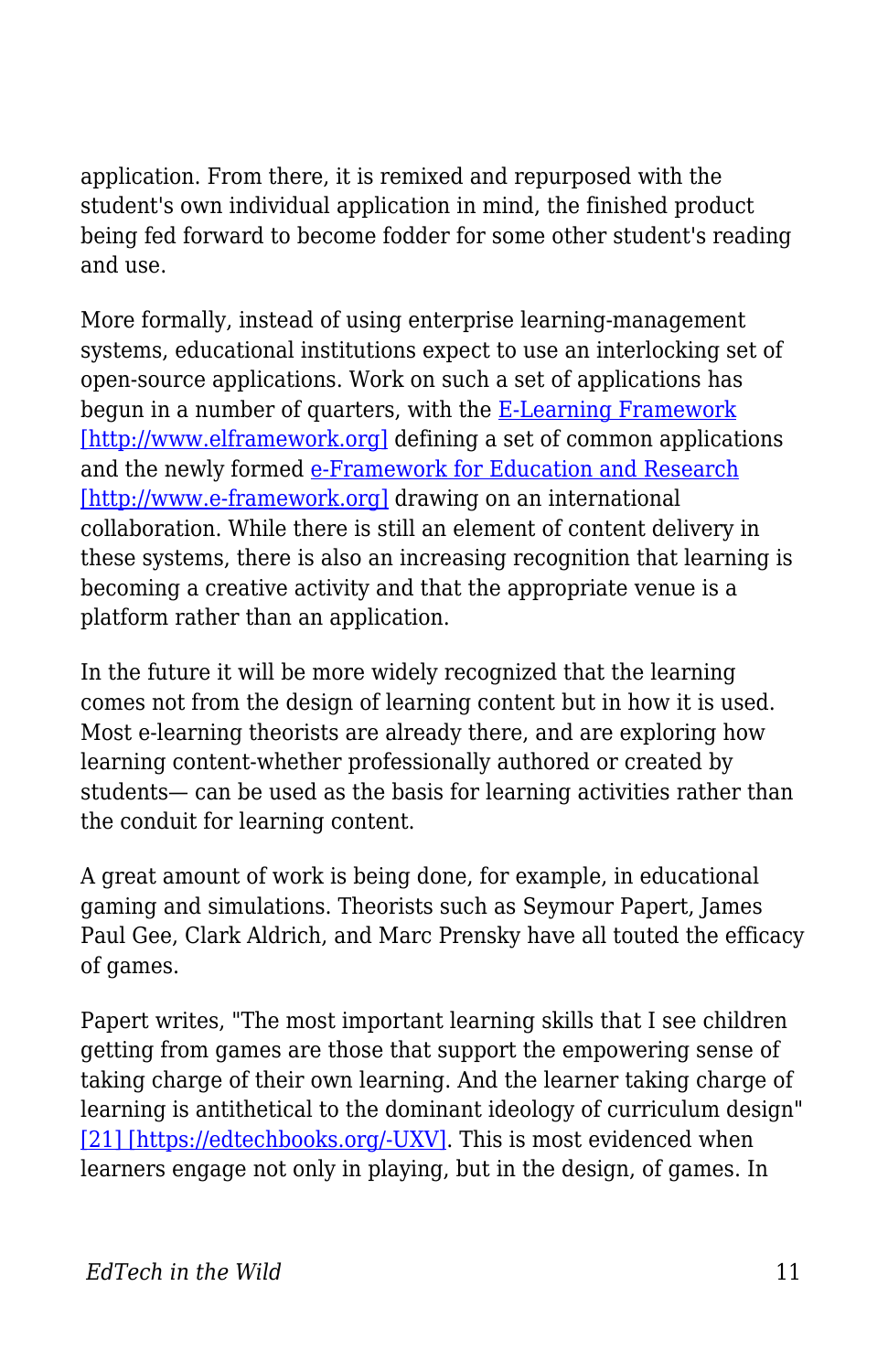application. From there, it is remixed and repurposed with the student's own individual application in mind, the finished product being fed forward to become fodder for some other student's reading and use.

More formally, instead of using enterprise learning-management systems, educational institutions expect to use an interlocking set of open-source applications. Work on such a set of applications has begun in a number of quarters, with the E-Learning Framework [http://www.elframework.org] defining a set of common applications and the newly formed e-Framework for Education and Research [http://www.e-framework.org] drawing on an international collaboration. While there is still an element of content delivery in these systems, there is also an increasing recognition that learning is becoming a creative activity and that the appropriate venue is a platform rather than an application.

In the future it will be more widely recognized that the learning comes not from the design of learning content but in how it is used. Most e-learning theorists are already there, and are exploring how learning content-whether professionally authored or created by students— can be used as the basis for learning activities rather than the conduit for learning content.

A great amount of work is being done, for example, in educational gaming and simulations. Theorists such as Seymour Papert, James Paul Gee, Clark Aldrich, and Marc Prensky have all touted the efficacy of games.

Papert writes, "The most important learning skills that I see children getting from games are those that support the empowering sense of taking charge of their own learning. And the learner taking charge of learning is antithetical to the dominant ideology of curriculum design" [21] [https://edtechbooks.org/-UXV]. This is most evidenced when learners engage not only in playing, but in the design, of games. In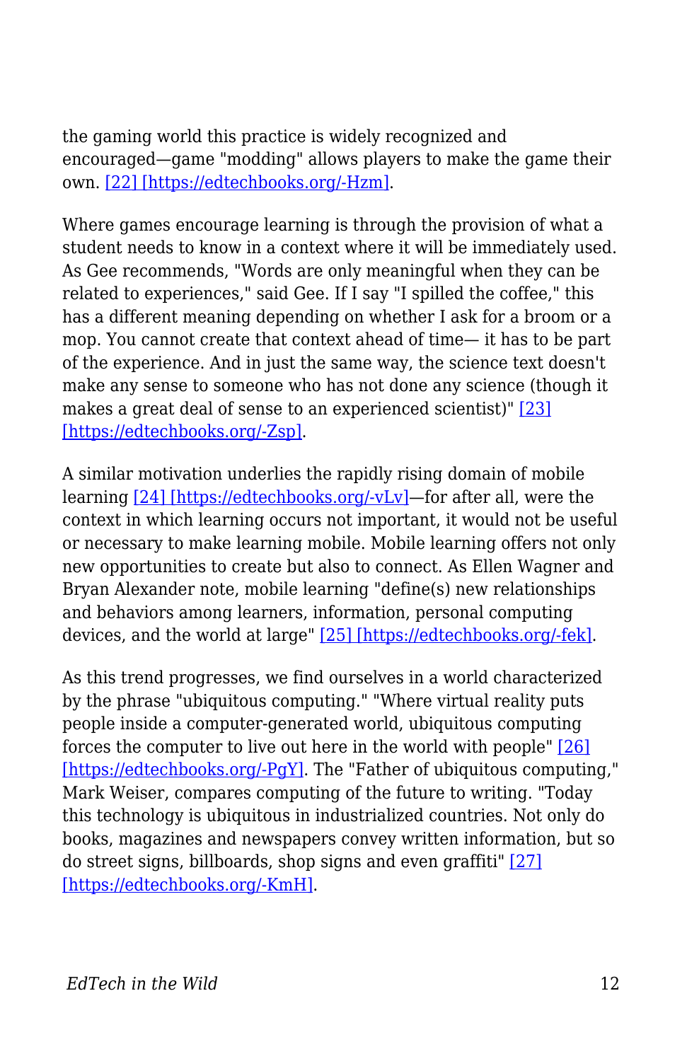the gaming world this practice is widely recognized and encouraged—game "modding" allows players to make the game their own. [22] [https://edtechbooks.org/-Hzm].

Where games encourage learning is through the provision of what a student needs to know in a context where it will be immediately used. As Gee recommends, "Words are only meaningful when they can be related to experiences," said Gee. If I say "I spilled the coffee," this has a different meaning depending on whether I ask for a broom or a mop. You cannot create that context ahead of time— it has to be part of the experience. And in just the same way, the science text doesn't make any sense to someone who has not done any science (though it makes a great deal of sense to an experienced scientist)" [23] [https://edtechbooks.org/-Zsp].

A similar motivation underlies the rapidly rising domain of mobile learning [24] [https://edtechbooks.org/-vLv]—for after all, were the context in which learning occurs not important, it would not be useful or necessary to make learning mobile. Mobile learning offers not only new opportunities to create but also to connect. As Ellen Wagner and Bryan Alexander note, mobile learning "define(s) new relationships and behaviors among learners, information, personal computing devices, and the world at large" [25] [https://edtechbooks.org/-fek].

As this trend progresses, we find ourselves in a world characterized by the phrase "ubiquitous computing." "Where virtual reality puts people inside a computer-generated world, ubiquitous computing forces the computer to live out here in the world with people" [26] [https://edtechbooks.org/-PgY]. The "Father of ubiquitous computing," Mark Weiser, compares computing of the future to writing. "Today this technology is ubiquitous in industrialized countries. Not only do books, magazines and newspapers convey written information, but so do street signs, billboards, shop signs and even graffiti" [27] [https://edtechbooks.org/-KmH].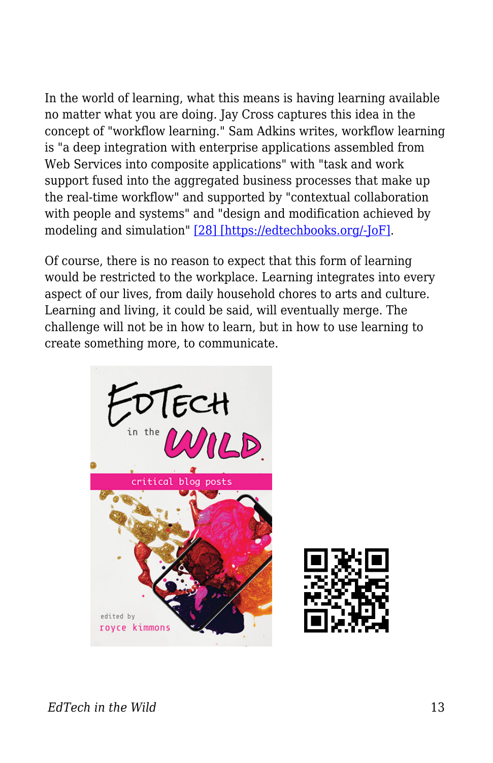In the world of learning, what this means is having learning available no matter what you are doing. Jay Cross captures this idea in the concept of "workflow learning." Sam Adkins writes, workflow learning is "a deep integration with enterprise applications assembled from Web Services into composite applications" with "task and work support fused into the aggregated business processes that make up the real-time workflow" and supported by "contextual collaboration with people and systems" and "design and modification achieved by modeling and simulation" [28] [https://edtechbooks.org/-JoF].

Of course, there is no reason to expect that this form of learning would be restricted to the workplace. Learning integrates into every aspect of our lives, from daily household chores to arts and culture. Learning and living, it could be said, will eventually merge. The challenge will not be in how to learn, but in how to use learning to create something more, to communicate.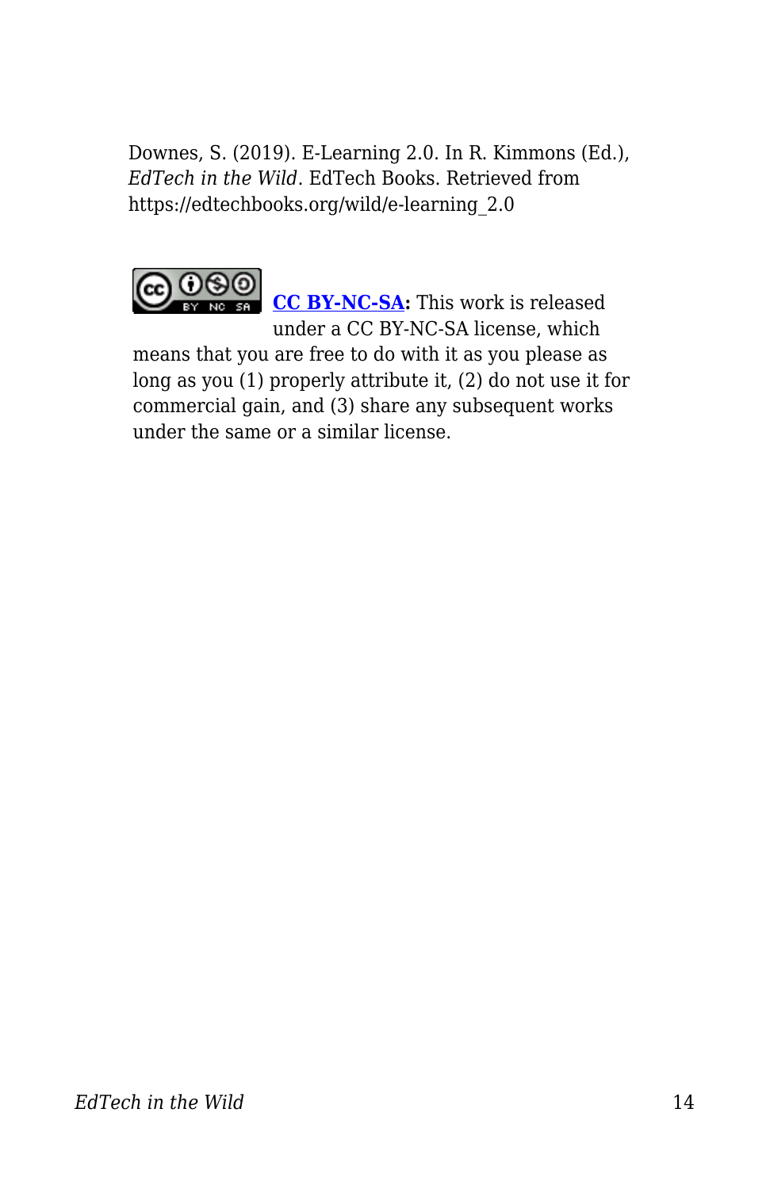Downes, S. (2019). E-Learning 2.0. In R. Kimmons (Ed.), *EdTech in the Wild*. EdTech Books. Retrieved from https://edtechbooks.org/wild/e-learning_2.0

**CC BY-NC-SA:** This work is released under a CC BY-NC-SA license, which means that you are free to do with it as you please as long as you (1) properly attribute it, (2) do not use it for commercial gain, and (3) share any subsequent works under the same or a similar license.